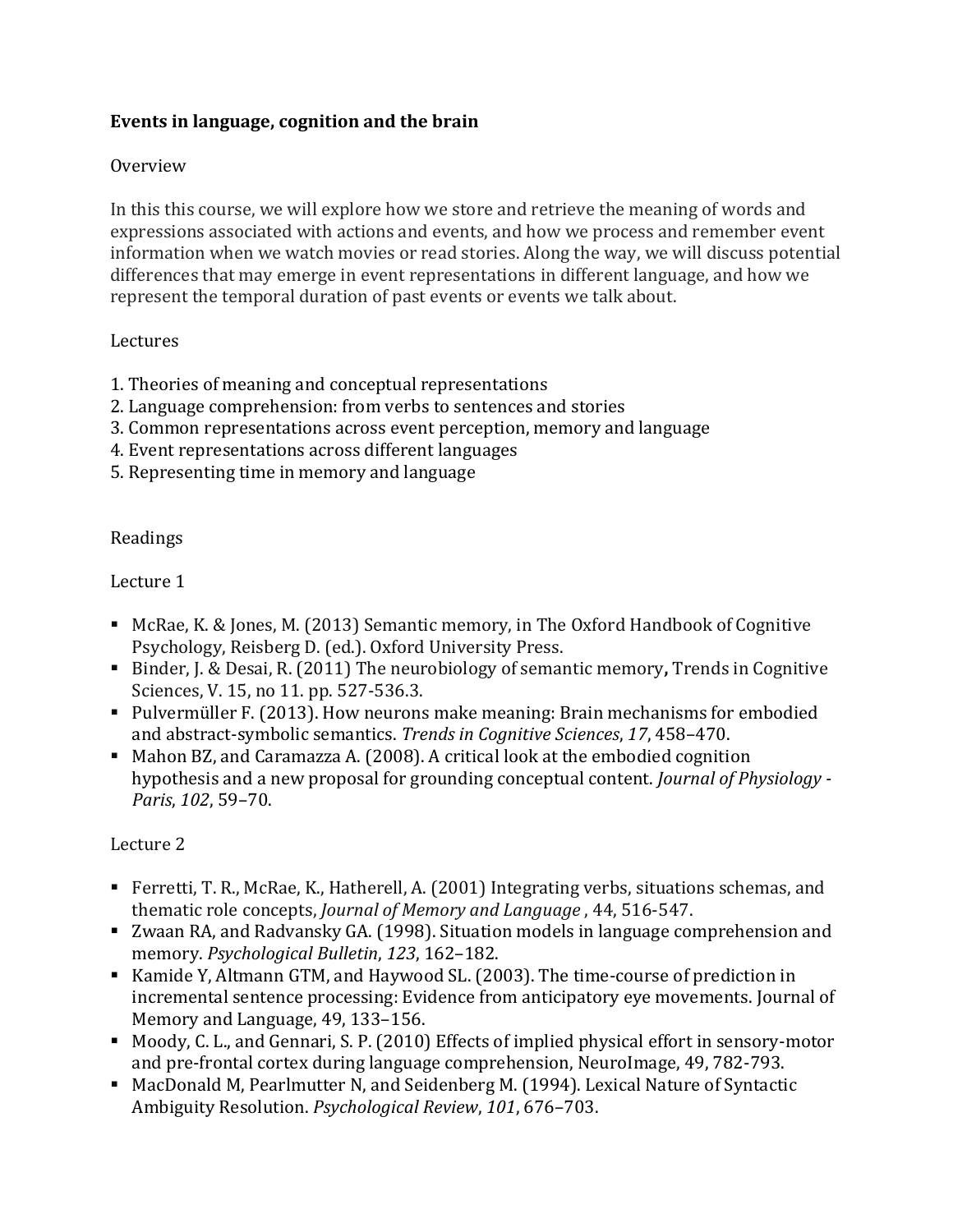# Events in language, cognition and the brain

## Overview

In this this course, we will explore how we store and retrieve the meaning of words and expressions associated with actions and events, and how we process and remember event information when we watch movies or read stories. Along the way, we will discuss potential differences that may emerge in event representations in different language, and how we represent the temporal duration of past events or events we talk about.

## Lectures

1. Theories of meaning and conceptual representations
2. Language comprehension: from verbs to sentences and stories
3. Common representations across event perception, memory and language
4. Event representations across different languages
5. Representing time in memory and language

## Readings

### Lecture 1

- McRae, K. & Jones, M. (2013) Semantic memory, in The Oxford Handbook of Cognitive Psychology, Reisberg D. (ed.). Oxford University Press.
- Binder, J. & Desai, R. (2011) The neurobiology of semantic memory**,** Trends in Cognitive Sciences, V. 15, no 11. pp. 527-536.3.
- Pulvermüller F. (2013). How neurons make meaning: Brain mechanisms for embodied and abstract-symbolic semantics. *Trends in Cognitive Sciences*, *17*, 458–470.
- Mahon BZ, and Caramazza A. (2008). A critical look at the embodied cognition hypothesis and a new proposal for grounding conceptual content. *Journal of Physiology - Paris*, *102*, 59–70.

### Lecture 2

- Ferretti, T. R., McRae, K., Hatherell, A. (2001) Integrating verbs, situations schemas, and thematic role concepts, *Journal of Memory and Language* , 44, 516-547.
- Zwaan RA, and Radvansky GA. (1998). Situation models in language comprehension and memory. *Psychological Bulletin*, *123*, 162–182.
- Kamide Y, Altmann GTM, and Haywood SL. (2003). The time-course of prediction in incremental sentence processing: Evidence from anticipatory eye movements. Journal of Memory and Language, 49, 133–156.
- Moody, C. L., and Gennari, S. P. (2010) Effects of implied physical effort in sensory-motor and pre-frontal cortex during language comprehension, NeuroImage, 49, 782-793.
- MacDonald M, Pearlmutter N, and Seidenberg M. (1994). Lexical Nature of Syntactic Ambiguity Resolution. *Psychological Review*, *101*, 676–703.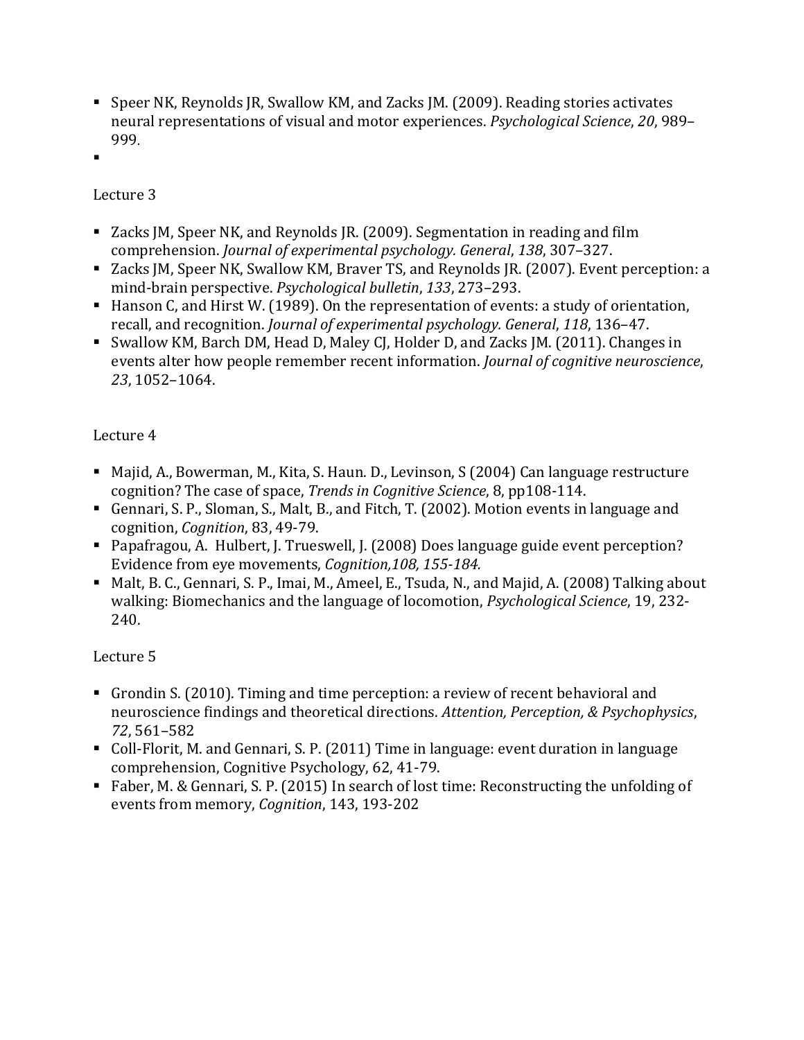- Speer NK, Reynolds JR, Swallow KM, and Zacks JM. (2009). Reading stories activates neural representations of visual and motor experiences. *Psychological Science*, *20*, 989–999.
- 

Lecture 3

- Zacks JM, Speer NK, and Reynolds JR. (2009). Segmentation in reading and film comprehension. *Journal of experimental psychology. General*, *138*, 307–327.
- Zacks JM, Speer NK, Swallow KM, Braver TS, and Reynolds JR. (2007). Event perception: a mind-brain perspective. *Psychological bulletin*, *133*, 273–293.
- Hanson C, and Hirst W. (1989). On the representation of events: a study of orientation, recall, and recognition. *Journal of experimental psychology. General*, *118*, 136–47.
- Swallow KM, Barch DM, Head D, Maley CJ, Holder D, and Zacks JM. (2011). Changes in events alter how people remember recent information. *Journal of cognitive neuroscience*, *23*, 1052–1064.

Lecture 4

- Majid, A., Bowerman, M., Kita, S. Haun. D., Levinson, S (2004) Can language restructure cognition? The case of space, *Trends in Cognitive Science*, 8, pp108-114.
- Gennari, S. P., Sloman, S., Malt, B., and Fitch, T. (2002). Motion events in language and cognition, *Cognition*, 83, 49-79.
- Papafragou, A. Hulbert, J. Trueswell, J. (2008) Does language guide event perception? Evidence from eye movements, *Cognition,108, 155-184.*
- Malt, B. C., Gennari, S. P., Imai, M., Ameel, E., Tsuda, N., and Majid, A. (2008) Talking about walking: Biomechanics and the language of locomotion, *Psychological Science*, 19, 232-240.

Lecture 5

- Grondin S. (2010). Timing and time perception: a review of recent behavioral and neuroscience findings and theoretical directions. *Attention, Perception, & Psychophysics*, *72*, 561–582
- Coll-Florit, M. and Gennari, S. P. (2011) Time in language: event duration in language comprehension, Cognitive Psychology, 62, 41-79.
- Faber, M. & Gennari, S. P. (2015) In search of lost time: Reconstructing the unfolding of events from memory, *Cognition*, 143, 193-202